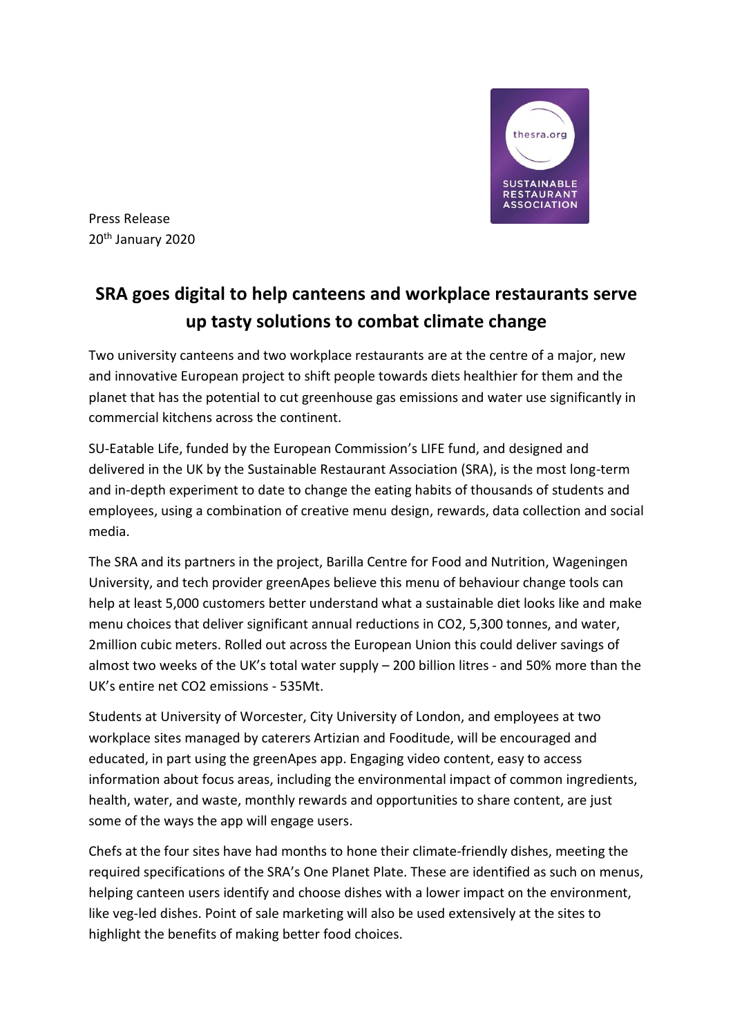Press Release
20th January 2020

# SRA goes digital to help canteens and workplace restaurants serve up tasty solutions to combat climate change

Two university canteens and two workplace restaurants are at the centre of a major, new and innovative European project to shift people towards diets healthier for them and the planet that has the potential to cut greenhouse gas emissions and water use significantly in commercial kitchens across the continent.

SU-Eatable Life, funded by the European Commission's LIFE fund, and designed and delivered in the UK by the Sustainable Restaurant Association (SRA), is the most long-term and in-depth experiment to date to change the eating habits of thousands of students and employees, using a combination of creative menu design, rewards, data collection and social media.

The SRA and its partners in the project, Barilla Centre for Food and Nutrition, Wageningen University, and tech provider greenApes believe this menu of behaviour change tools can help at least 5,000 customers better understand what a sustainable diet looks like and make menu choices that deliver significant annual reductions in CO2, 5,300 tonnes, and water, 2million cubic meters. Rolled out across the European Union this could deliver savings of almost two weeks of the UK's total water supply – 200 billion litres - and 50% more than the UK's entire net CO2 emissions - 535Mt.

Students at University of Worcester, City University of London, and employees at two workplace sites managed by caterers Artizian and Fooditude, will be encouraged and educated, in part using the greenApes app. Engaging video content, easy to access information about focus areas, including the environmental impact of common ingredients, health, water, and waste, monthly rewards and opportunities to share content, are just some of the ways the app will engage users.

Chefs at the four sites have had months to hone their climate-friendly dishes, meeting the required specifications of the SRA's One Planet Plate. These are identified as such on menus, helping canteen users identify and choose dishes with a lower impact on the environment, like veg-led dishes. Point of sale marketing will also be used extensively at the sites to highlight the benefits of making better food choices.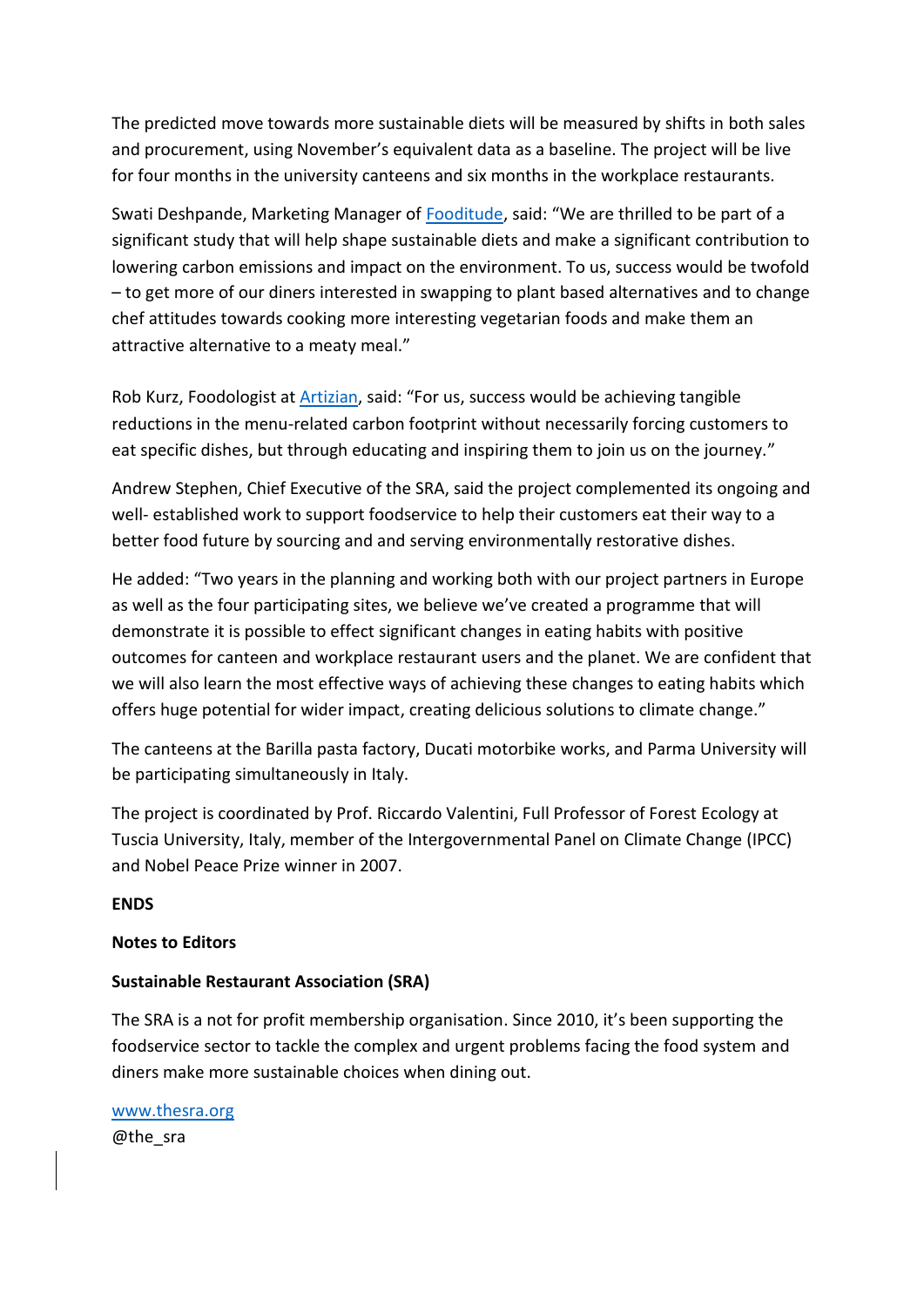The predicted move towards more sustainable diets will be measured by shifts in both sales and procurement, using November's equivalent data as a baseline. The project will be live for four months in the university canteens and six months in the workplace restaurants.

Swati Deshpande, Marketing Manager of [Fooditude](), said: "We are thrilled to be part of a significant study that will help shape sustainable diets and make a significant contribution to lowering carbon emissions and impact on the environment. To us, success would be twofold – to get more of our diners interested in swapping to plant based alternatives and to change chef attitudes towards cooking more interesting vegetarian foods and make them an attractive alternative to a meaty meal."

Rob Kurz, Foodologist at [Artizian](), said: "For us, success would be achieving tangible reductions in the menu-related carbon footprint without necessarily forcing customers to eat specific dishes, but through educating and inspiring them to join us on the journey."

Andrew Stephen, Chief Executive of the SRA, said the project complemented its ongoing and well- established work to support foodservice to help their customers eat their way to a better food future by sourcing and and serving environmentally restorative dishes.

He added: "Two years in the planning and working both with our project partners in Europe as well as the four participating sites, we believe we've created a programme that will demonstrate it is possible to effect significant changes in eating habits with positive outcomes for canteen and workplace restaurant users and the planet. We are confident that we will also learn the most effective ways of achieving these changes to eating habits which offers huge potential for wider impact, creating delicious solutions to climate change."

The canteens at the Barilla pasta factory, Ducati motorbike works, and Parma University will be participating simultaneously in Italy.

The project is coordinated by Prof. Riccardo Valentini, Full Professor of Forest Ecology at Tuscia University, Italy, member of the Intergovernmental Panel on Climate Change (IPCC) and Nobel Peace Prize winner in 2007.

**ENDS**

**Notes to Editors**

**Sustainable Restaurant Association (SRA)**

The SRA is a not for profit membership organisation. Since 2010, it's been supporting the foodservice sector to tackle the complex and urgent problems facing the food system and diners make more sustainable choices when dining out.

[www.thesra.org](www.thesra.org)
@the_sra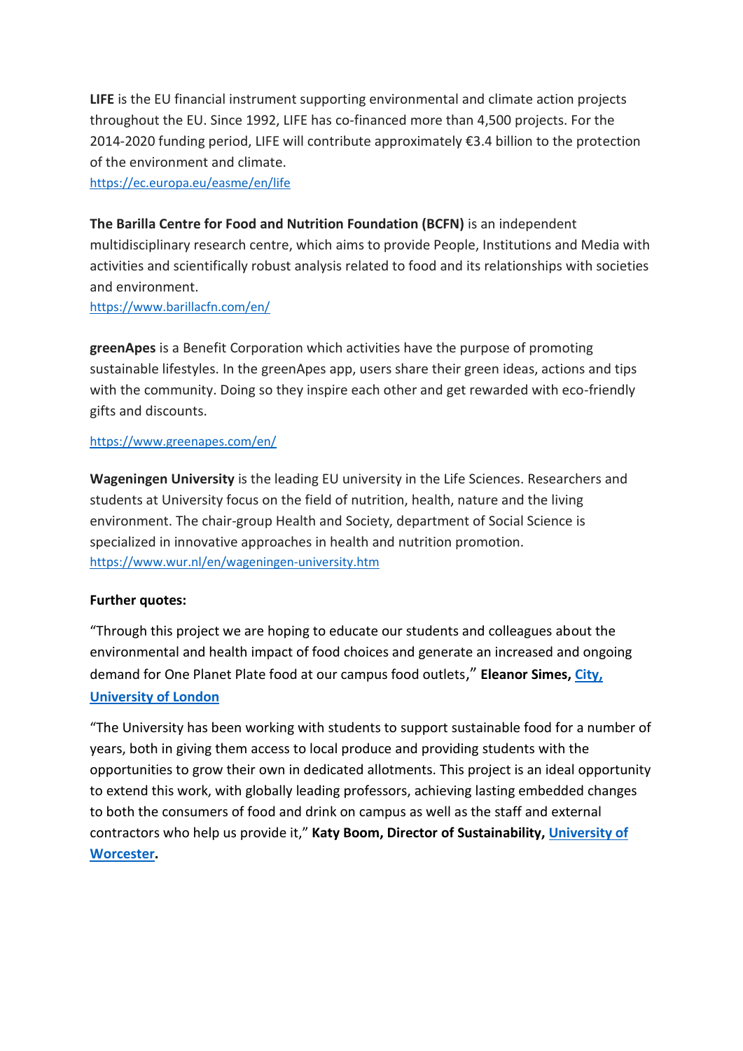**LIFE** is the EU financial instrument supporting environmental and climate action projects throughout the EU. Since 1992, LIFE has co-financed more than 4,500 projects. For the 2014-2020 funding period, LIFE will contribute approximately €3.4 billion to the protection of the environment and climate.
https://ec.europa.eu/easme/en/life

**The Barilla Centre for Food and Nutrition Foundation (BCFN)** is an independent multidisciplinary research centre, which aims to provide People, Institutions and Media with activities and scientifically robust analysis related to food and its relationships with societies and environment.
https://www.barillacfn.com/en/

**greenApes** is a Benefit Corporation which activities have the purpose of promoting sustainable lifestyles. In the greenApes app, users share their green ideas, actions and tips with the community. Doing so they inspire each other and get rewarded with eco-friendly gifts and discounts.

https://www.greenapes.com/en/

**Wageningen University** is the leading EU university in the Life Sciences. Researchers and students at University focus on the field of nutrition, health, nature and the living environment. The chair-group Health and Society, department of Social Science is specialized in innovative approaches in health and nutrition promotion.
https://www.wur.nl/en/wageningen-university.htm

**Further quotes:**

"Through this project we are hoping to educate our students and colleagues about the environmental and health impact of food choices and generate an increased and ongoing demand for One Planet Plate food at our campus food outlets," **Eleanor Simes, City, University of London**

"The University has been working with students to support sustainable food for a number of years, both in giving them access to local produce and providing students with the opportunities to grow their own in dedicated allotments. This project is an ideal opportunity to extend this work, with globally leading professors, achieving lasting embedded changes to both the consumers of food and drink on campus as well as the staff and external contractors who help us provide it," **Katy Boom, Director of Sustainability, University of Worcester.**